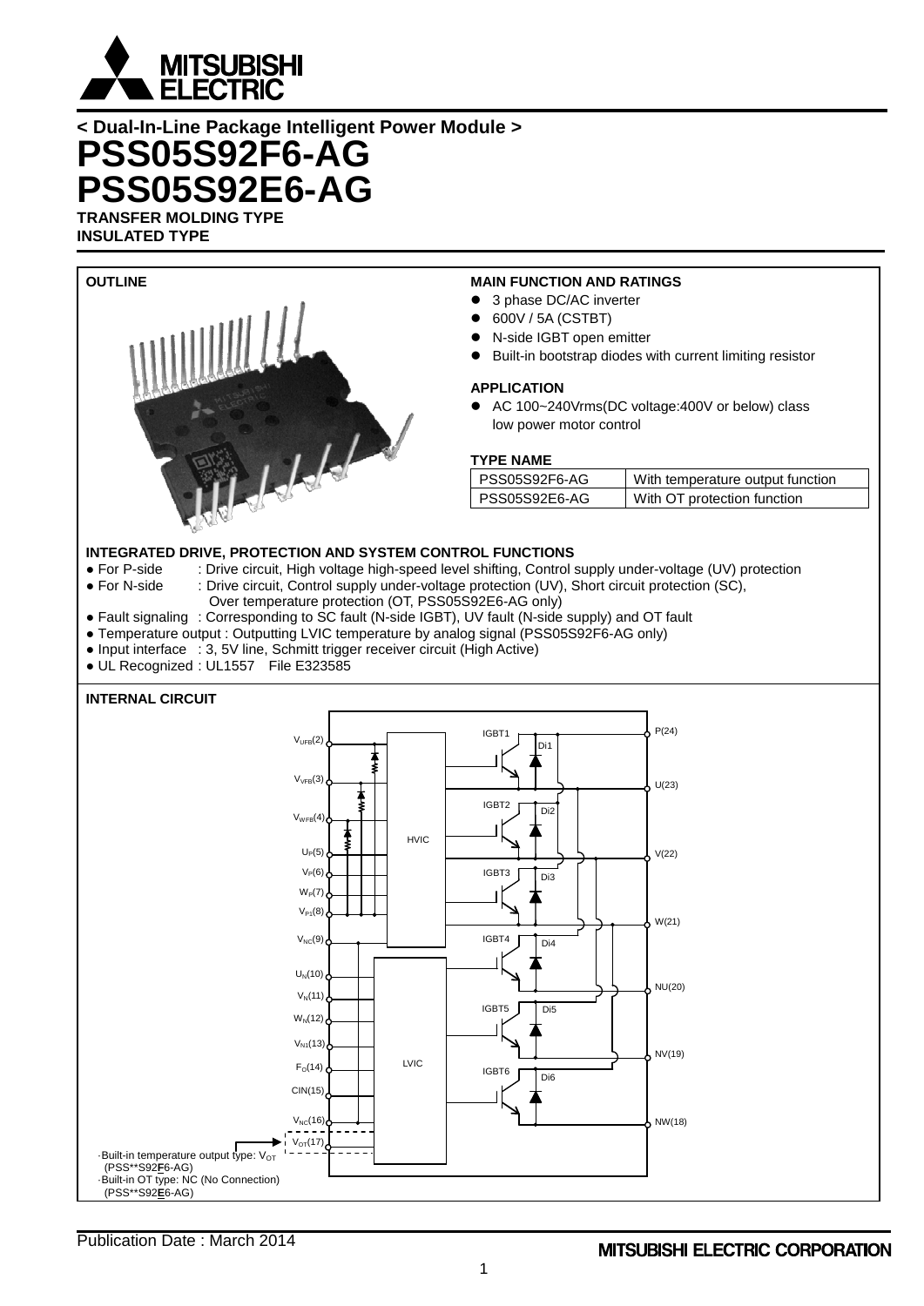< Dual-In-Line Package Intelligent Power Module >

# PSS05S92F6-AG
# PSS05S92E6-AG

**TRANSFER MOLDING TYPE**
**INSULATED TYPE**

## OUTLINE

## MAIN FUNCTION AND RATINGS

- 3 phase DC/AC inverter
- 600V / 5A (CSTBT)
- N-side IGBT open emitter
- Built-in bootstrap diodes with current limiting resistor

## APPLICATION

- AC 100~240Vrms(DC voltage:400V or below) class low power motor control

## TYPE NAME

| PSS05S92F6-AG | With temperature output function |
|---|---|
| PSS05S92E6-AG | With OT protection function |

## INTEGRATED DRIVE, PROTECTION AND SYSTEM CONTROL FUNCTIONS

- For P-side : Drive circuit, High voltage high-speed level shifting, Control supply under-voltage (UV) protection
- For N-side : Drive circuit, Control supply under-voltage protection (UV), Short circuit protection (SC), Over temperature protection (OT, PSS05S92E6-AG only)
- Fault signaling : Corresponding to SC fault (N-side IGBT), UV fault (N-side supply) and OT fault
- Temperature output : Outputting LVIC temperature by analog signal (PSS05S92F6-AG only)
- Input interface : 3, 5V line, Schmitt trigger receiver circuit (High Active)
- UL Recognized : UL1557 File E323585

## INTERNAL CIRCUIT

$V_{UFB}$(2), $V_{VFB}$(3), $V_{WFB}$(4), $U_P$(5), $V_P$(6), $W_P$(7), $V_{P1}$(8), $V_{NC}$(9), $U_N$(10), $V_N$(11), $W_N$(12), $V_{N1}$(13), $F_O$(14), CIN(15), $V_{NC}$(16), $V_{OT}$(17)

HVIC, LVIC, IGBT1–IGBT6, Di1–Di6

P(24), U(23), V(22), W(21), NU(20), NV(19), NW(18)

·Built-in temperature output type: $V_{OT}$ (PSS**S92F6-AG)
·Built-in OT type: NC (No Connection) (PSS**S92E6-AG)

Publication Date : March 2014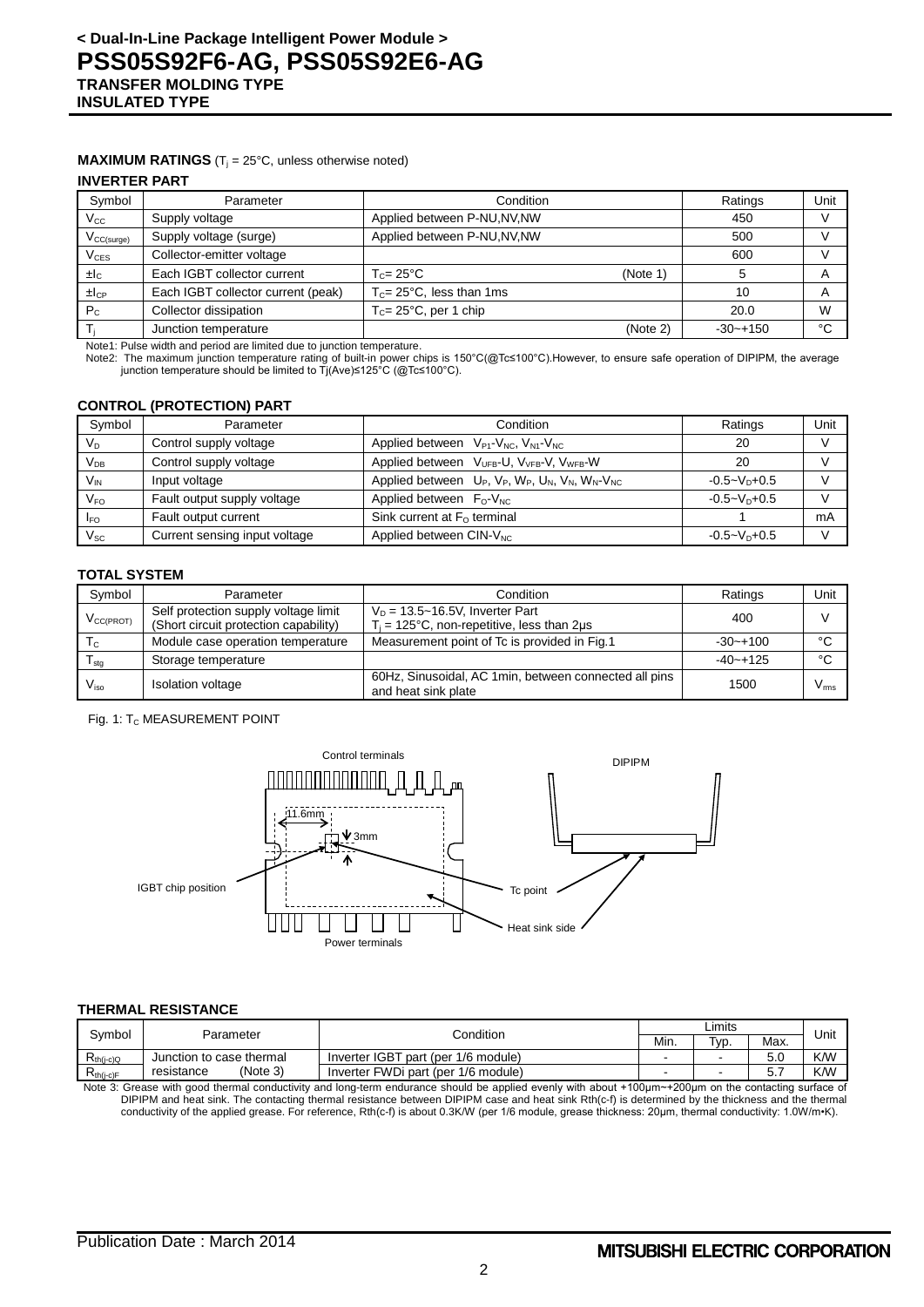# < Dual-In-Line Package Intelligent Power Module >
# PSS05S92F6-AG, PSS05S92E6-AG
**TRANSFER MOLDING TYPE**
**INSULATED TYPE**

**MAXIMUM RATINGS** ($T_j$ = 25°C, unless otherwise noted)

**INVERTER PART**

| Symbol | Parameter | Condition | Ratings | Unit |
|---|---|---|---|---|
| $V_{CC}$ | Supply voltage | Applied between P-NU,NV,NW | 450 | V |
| $V_{CC(surge)}$ | Supply voltage (surge) | Applied between P-NU,NV,NW | 500 | V |
| $V_{CES}$ | Collector-emitter voltage | | 600 | V |
| $\pm I_C$ | Each IGBT collector current | $T_C$= 25°C (Note 1) | 5 | A |
| $\pm I_{CP}$ | Each IGBT collector current (peak) | $T_C$= 25°C, less than 1ms | 10 | A |
| $P_C$ | Collector dissipation | $T_C$= 25°C, per 1 chip | 20.0 | W |
| $T_j$ | Junction temperature | (Note 2) | -30~+150 | °C |

Note1: Pulse width and period are limited due to junction temperature.
Note2: The maximum junction temperature rating of built-in power chips is 150°C(@Tc≤100°C).However, to ensure safe operation of DIPIPM, the average junction temperature should be limited to Tj(Ave)≤125°C (@Tc≤100°C).

**CONTROL (PROTECTION) PART**

| Symbol | Parameter | Condition | Ratings | Unit |
|---|---|---|---|---|
| $V_D$ | Control supply voltage | Applied between $V_{P1}$-$V_{NC}$, $V_{N1}$-$V_{NC}$ | 20 | V |
| $V_{DB}$ | Control supply voltage | Applied between $V_{UFB}$-U, $V_{VFB}$-V, $V_{WFB}$-W | 20 | V |
| $V_{IN}$ | Input voltage | Applied between $U_P$, $V_P$, $W_P$, $U_N$, $V_N$, $W_N$-$V_{NC}$ | -0.5~$V_D$+0.5 | V |
| $V_{FO}$ | Fault output supply voltage | Applied between $F_O$-$V_{NC}$ | -0.5~$V_D$+0.5 | V |
| $I_{FO}$ | Fault output current | Sink current at $F_O$ terminal | 1 | mA |
| $V_{SC}$ | Current sensing input voltage | Applied between CIN-$V_{NC}$ | -0.5~$V_D$+0.5 | V |

**TOTAL SYSTEM**

| Symbol | Parameter | Condition | Ratings | Unit |
|---|---|---|---|---|
| $V_{CC(PROT)}$ | Self protection supply voltage limit (Short circuit protection capability) | $V_D$ = 13.5~16.5V, Inverter Part $T_j$ = 125°C, non-repetitive, less than 2μs | 400 | V |
| $T_C$ | Module case operation temperature | Measurement point of Tc is provided in Fig.1 | -30~+100 | °C |
| $T_{stg}$ | Storage temperature | | -40~+125 | °C |
| $V_{iso}$ | Isolation voltage | 60Hz, Sinusoidal, AC 1min, between connected all pins and heat sink plate | 1500 | $V_{rms}$ |

Fig. 1: $T_C$ MEASUREMENT POINT

Control terminals, DIPIPM, 11.6mm, 3mm, IGBT chip position, Tc point, Heat sink side, Power terminals

**THERMAL RESISTANCE**

| Symbol | Parameter | Condition | Limits | | | Unit |
|---|---|---|---|---|---|---|
| | | | Min. | Typ. | Max. | |
| $R_{th(j-c)Q}$ | Junction to case thermal resistance (Note 3) | Inverter IGBT part (per 1/6 module) | - | - | 5.0 | K/W |
| $R_{th(j-c)F}$ | | Inverter FWDi part (per 1/6 module) | - | - | 5.7 | K/W |

Note 3: Grease with good thermal conductivity and long-term endurance should be applied evenly with about +100μm~+200μm on the contacting surface of DIPIPM and heat sink. The contacting thermal resistance between DIPIPM case and heat sink Rth(c-f) is determined by the thickness and the thermal conductivity of the applied grease. For reference, Rth(c-f) is about 0.3K/W (per 1/6 module, grease thickness: 20μm, thermal conductivity: 1.0W/m•K).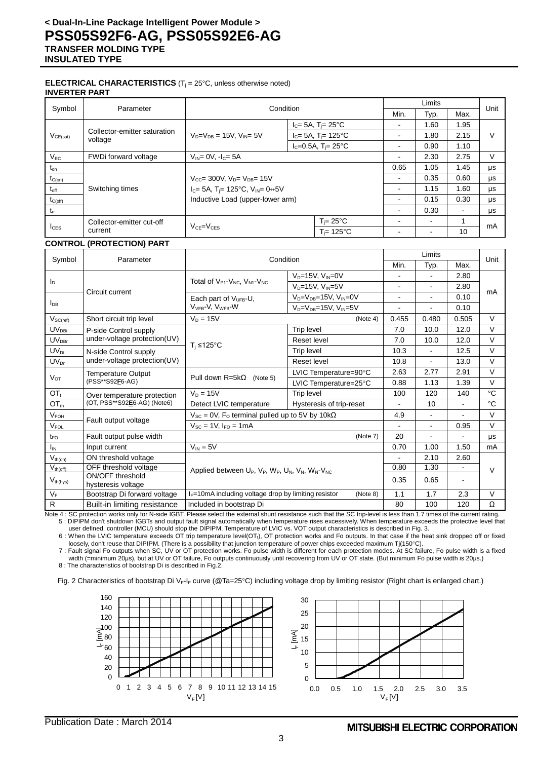## < Dual-In-Line Package Intelligent Power Module >
# PSS05S92F6-AG, PSS05S92E6-AG
**TRANSFER MOLDING TYPE**
**INSULATED TYPE**

**ELECTRICAL CHARACTERISTICS** ($T_j$ = 25°C, unless otherwise noted)

**INVERTER PART**

| Symbol | Parameter | Condition | | Limits Min. | Limits Typ. | Limits Max. | Unit |
|---|---|---|---|---|---|---|---|
| $V_{CE(sat)}$ | Collector-emitter saturation voltage | $V_D=V_{DB}$ = 15V, $V_{IN}$= 5V | $I_C$= 5A, $T_j$= 25°C | - | 1.60 | 1.95 | V |
| | | | $I_C$= 5A, $T_j$= 125°C | - | 1.80 | 2.15 | |
| | | | $I_C$=0.5A, $T_j$= 25°C | - | 0.90 | 1.10 | |
| $V_{EC}$ | FWDi forward voltage | $V_{IN}$= 0V, $-I_C$= 5A | | - | 2.30 | 2.75 | V |
| $t_{on}$ | Switching times | $V_{CC}$= 300V, $V_D$= $V_{DB}$= 15V<br>$I_C$= 5A, $T_j$= 125°C, $V_{IN}$= 0↔5V<br>Inductive Load (upper-lower arm) | | 0.65 | 1.05 | 1.45 | μs |
| $t_{C(on)}$ | | | | - | 0.35 | 0.60 | μs |
| $t_{off}$ | | | | - | 1.15 | 1.60 | μs |
| $t_{C(off)}$ | | | | - | 0.15 | 0.30 | μs |
| $t_{rr}$ | | | | - | 0.30 | - | μs |
| $I_{CES}$ | Collector-emitter cut-off current | $V_{CE}=V_{CES}$ | $T_j$= 25°C | - | - | 1 | mA |
| | | | $T_j$= 125°C | - | - | 10 | |

**CONTROL (PROTECTION) PART**

| Symbol | Parameter | Condition | | Limits Min. | Limits Typ. | Limits Max. | Unit |
|---|---|---|---|---|---|---|---|
| $I_D$ | Circuit current | Total of $V_{P1}$-$V_{NC}$, $V_{N1}$-$V_{NC}$ | $V_D$=15V, $V_{IN}$=0V | - | - | 2.80 | mA |
| | | | $V_D$=15V, $V_{IN}$=5V | - | - | 2.80 | |
| $I_{DB}$ | | Each part of $V_{UFB}$-U, $V_{VFB}$-V, $V_{WFB}$-W | $V_D$=$V_{DB}$=15V, $V_{IN}$=0V | - | - | 0.10 | |
| | | | $V_D$=$V_{DB}$=15V, $V_{IN}$=5V | - | - | 0.10 | |
| $V_{SC(ref)}$ | Short circuit trip level | $V_D$ = 15V | (Note 4) | 0.455 | 0.480 | 0.505 | V |
| $UV_{DBt}$ | P-side Control supply under-voltage protection(UV) | $T_j$ ≤125°C | Trip level | 7.0 | 10.0 | 12.0 | V |
| $UV_{DBr}$ | | | Reset level | 7.0 | 10.0 | 12.0 | V |
| $UV_{Dt}$ | N-side Control supply under-voltage protection(UV) | | Trip level | 10.3 | - | 12.5 | V |
| $UV_{Dr}$ | | | Reset level | 10.8 | - | 13.0 | V |
| $V_{OT}$ | Temperature Output (PSS**S92**F**6-AG) | Pull down R=5kΩ (Note 5) | LVIC Temperature=90°C | 2.63 | 2.77 | 2.91 | V |
| | | | LVIC Temperature=25°C | 0.88 | 1.13 | 1.39 | V |
| $OT_t$ | Over temperature protection (OT, PSS**S92**E**6-AG) (Note6) | $V_D$ = 15V | Trip level | 100 | 120 | 140 | °C |
| $OT_{rh}$ | | Detect LVIC temperature | Hysteresis of trip-reset | - | 10 | - | °C |
| $V_{FOH}$ | Fault output voltage | $V_{SC}$ = 0V, $F_O$ terminal pulled up to 5V by 10kΩ | | 4.9 | - | - | V |
| $V_{FOL}$ | | $V_{SC}$ = 1V, $I_{FO}$ = 1mA | | - | - | 0.95 | V |
| $t_{FO}$ | Fault output pulse width | | (Note 7) | 20 | - | - | μs |
| $I_{IN}$ | Input current | $V_{IN}$ = 5V | | 0.70 | 1.00 | 1.50 | mA |
| $V_{th(on)}$ | ON threshold voltage | Applied between $U_P$, $V_P$, $W_P$, $U_N$, $V_N$, $W_N$-$V_{NC}$ | | - | 2.10 | 2.60 | V |
| $V_{th(off)}$ | OFF threshold voltage | | | 0.80 | 1.30 | - | |
| $V_{th(hys)}$ | ON/OFF threshold hysteresis voltage | | | 0.35 | 0.65 | - | |
| $V_F$ | Bootstrap Di forward voltage | $I_F$=10mA including voltage drop by limiting resistor | (Note 8) | 1.1 | 1.7 | 2.3 | V |
| R | Built-in limiting resistance | Included in bootstrap Di | | 80 | 100 | 120 | Ω |

Note 4 : SC protection works only for N-side IGBT. Please select the external shunt resistance such that the SC trip-level is less than 1.7 times of the current rating.

5 : DIPIPM don't shutdown IGBTs and output fault signal automatically when temperature rises excessively. When temperature exceeds the protective level that user defined, controller (MCU) should stop the DIPIPM. Temperature of LVIC vs. VOT output characteristics is described in Fig. 3.

6 : When the LVIC temperature exceeds OT trip temperature level($OT_t$), OT protection works and Fo outputs. In that case if the heat sink dropped off or fixed loosely, don't reuse that DIPIPM. (There is a possibility that junction temperature of power chips exceeded maximum Tj(150°C).

7 : Fault signal Fo outputs when SC, UV or OT protection works. Fo pulse width is different for each protection modes. At SC failure, Fo pulse width is a fixed width (=minimum 20μs), but at UV or OT failure, Fo outputs continuously until recovering from UV or OT state. (But minimum Fo pulse width is 20μs.)

8 : The characteristics of bootstrap Di is described in Fig.2.

Fig. 2 Characteristics of bootstrap Di $V_F$-$I_F$ curve (@Ta=25°C) including voltage drop by limiting resistor (Right chart is enlarged chart.)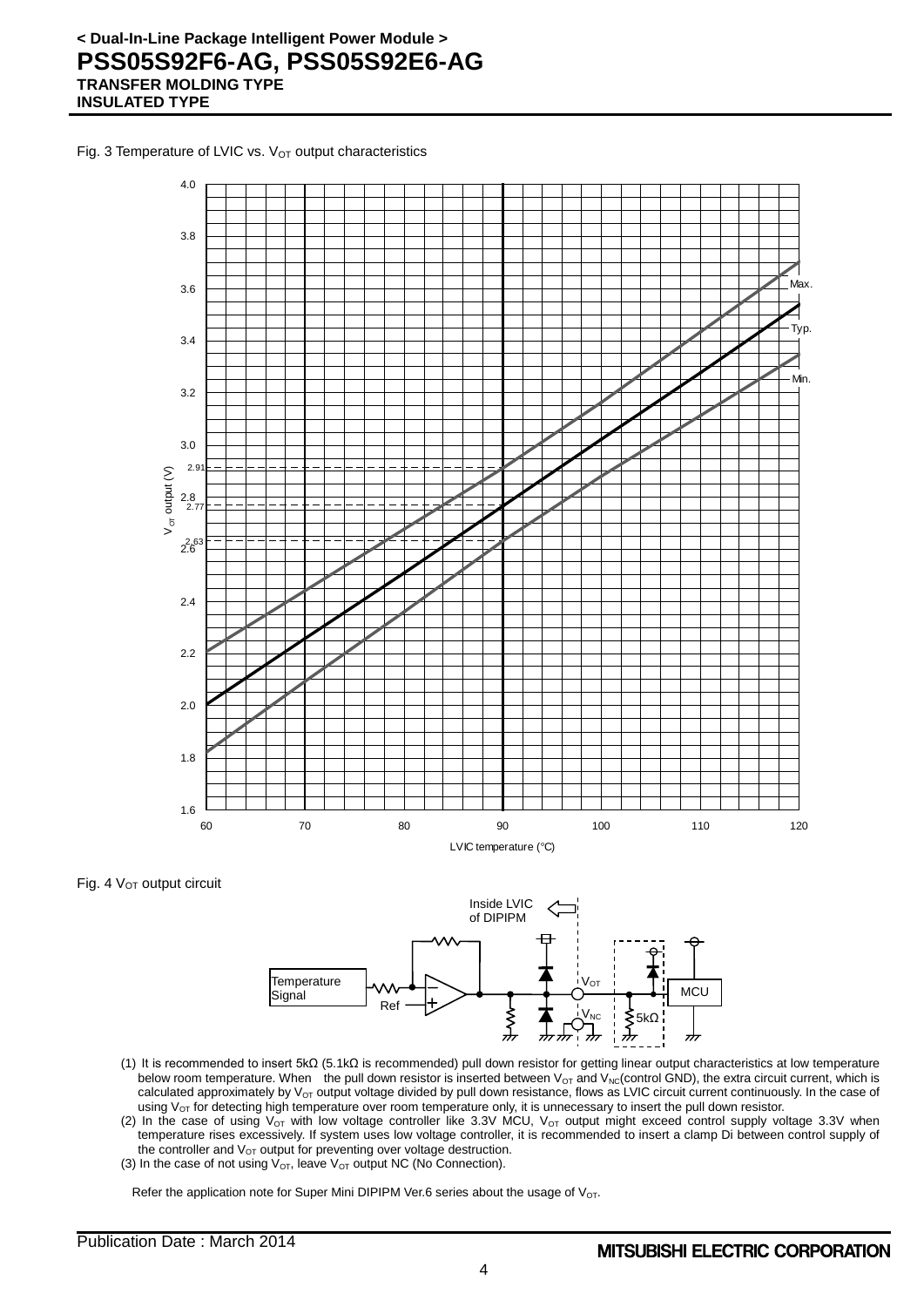Fig. 3 Temperature of LVIC vs. $V_{OT}$ output characteristics

Fig. 4 $V_{OT}$ output circuit

(1) It is recommended to insert 5kΩ (5.1kΩ is recommended) pull down resistor for getting linear output characteristics at low temperature below room temperature. When the pull down resistor is inserted between $V_{OT}$ and $V_{NC}$(control GND), the extra circuit current, which is calculated approximately by $V_{OT}$ output voltage divided by pull down resistance, flows as LVIC circuit current continuously. In the case of using $V_{OT}$ for detecting high temperature over room temperature only, it is unnecessary to insert the pull down resistor.

(2) In the case of using $V_{OT}$ with low voltage controller like 3.3V MCU, $V_{OT}$ output might exceed control supply voltage 3.3V when temperature rises excessively. If system uses low voltage controller, it is recommended to insert a clamp Di between control supply of the controller and $V_{OT}$ output for preventing over voltage destruction.

(3) In the case of not using $V_{OT}$, leave $V_{OT}$ output NC (No Connection).

Refer the application note for Super Mini DIPIPM Ver.6 series about the usage of $V_{OT}$.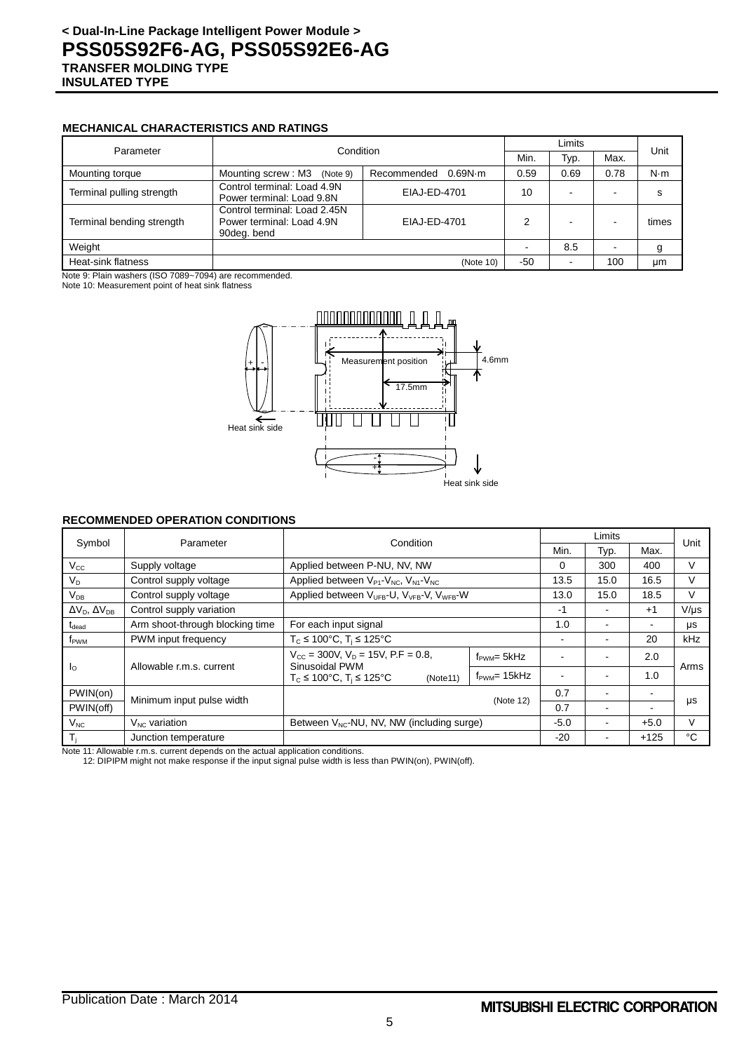## MECHANICAL CHARACTERISTICS AND RATINGS

| Parameter | Condition | | Limits | | | Unit |
|---|---|---|---|---|---|---|
| | | | Min. | Typ. | Max. | |
| Mounting torque | Mounting screw : M3 (Note 9) | Recommended 0.69N·m | 0.59 | 0.69 | 0.78 | N·m |
| Terminal pulling strength | Control terminal: Load 4.9N<br>Power terminal: Load 9.8N | EIAJ-ED-4701 | 10 | - | - | s |
| Terminal bending strength | Control terminal: Load 2.45N<br>Power terminal: Load 4.9N<br>90deg. bend | EIAJ-ED-4701 | 2 | - | - | times |
| Weight | | | - | 8.5 | - | g |
| Heat-sink flatness | (Note 10) | | -50 | - | 100 | μm |

Note 9: Plain washers (ISO 7089~7094) are recommended.
Note 10: Measurement point of heat sink flatness

Measurement position 4.6mm 17.5mm Heat sink side Heat sink side

## RECOMMENDED OPERATION CONDITIONS

| Symbol | Parameter | Condition | | Limits | | | Unit |
|---|---|---|---|---|---|---|---|
| | | | | Min. | Typ. | Max. | |
| $V_{CC}$ | Supply voltage | Applied between P-NU, NV, NW | | 0 | 300 | 400 | V |
| $V_D$ | Control supply voltage | Applied between $V_{P1}$-$V_{NC}$, $V_{N1}$-$V_{NC}$ | | 13.5 | 15.0 | 16.5 | V |
| $V_{DB}$ | Control supply voltage | Applied between $V_{UFB}$-U, $V_{VFB}$-V, $V_{WFB}$-W | | 13.0 | 15.0 | 18.5 | V |
| $\Delta V_D$, $\Delta V_{DB}$ | Control supply variation | | | -1 | - | +1 | V/μs |
| $t_{dead}$ | Arm shoot-through blocking time | For each input signal | | 1.0 | - | - | μs |
| $f_{PWM}$ | PWM input frequency | $T_C \leq 100°C$, $T_j \leq 125°C$ | | - | - | 20 | kHz |
| $I_O$ | Allowable r.m.s. current | $V_{CC}$ = 300V, $V_D$ = 15V, P.F = 0.8, Sinusoidal PWM<br>$T_C \leq 100°C$, $T_j \leq 125°C$ (Note11) | $f_{PWM}$= 5kHz | - | - | 2.0 | Arms |
| | | | $f_{PWM}$= 15kHz | - | - | 1.0 | |
| PWIN(on) | Minimum input pulse width | (Note 12) | | 0.7 | - | - | μs |
| PWIN(off) | | | | 0.7 | - | - | |
| $V_{NC}$ | $V_{NC}$ variation | Between $V_{NC}$-NU, NV, NW (including surge) | | -5.0 | - | +5.0 | V |
| $T_j$ | Junction temperature | | | -20 | - | +125 | °C |

Note 11: Allowable r.m.s. current depends on the actual application conditions.
12: DIPIPM might not make response if the input signal pulse width is less than PWIN(on), PWIN(off).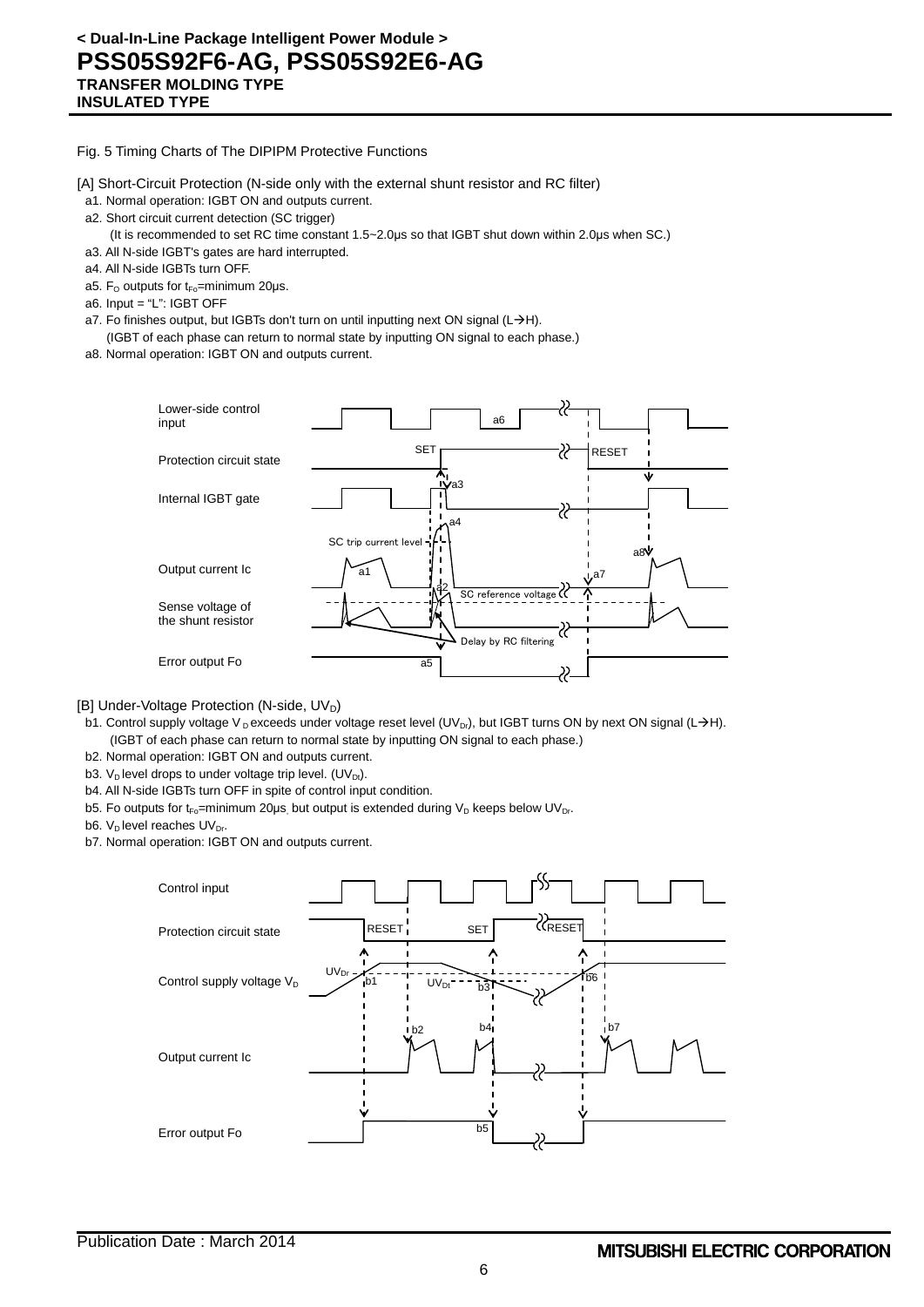Fig. 5 Timing Charts of The DIPIPM Protective Functions

[A] Short-Circuit Protection (N-side only with the external shunt resistor and RC filter)

- a1. Normal operation: IGBT ON and outputs current.
- a2. Short circuit current detection (SC trigger)  
  (It is recommended to set RC time constant 1.5~2.0μs so that IGBT shut down within 2.0μs when SC.)
- a3. All N-side IGBT's gates are hard interrupted.
- a4. All N-side IGBTs turn OFF.
- a5. $F_O$ outputs for $t_{Fo}$=minimum 20μs.
- a6. Input = "L": IGBT OFF
- a7. Fo finishes output, but IGBTs don't turn on until inputting next ON signal (L→H).  
  (IGBT of each phase can return to normal state by inputting ON signal to each phase.)
- a8. Normal operation: IGBT ON and outputs current.

Lower-side control input | Protection circuit state | Internal IGBT gate | Output current Ic | Sense voltage of the shunt resistor | Error output Fo

SET | RESET | SC trip current level | SC reference voltage | Delay by RC filtering | a1 | a2 | a3 | a4 | a5 | a6 | a7 | a8

[B] Under-Voltage Protection (N-side, $UV_D$)

- b1. Control supply voltage $V_D$ exceeds under voltage reset level ($UV_{Dr}$), but IGBT turns ON by next ON signal (L→H).  
  (IGBT of each phase can return to normal state by inputting ON signal to each phase.)
- b2. Normal operation: IGBT ON and outputs current.
- b3. $V_D$ level drops to under voltage trip level. ($UV_{Dt}$).
- b4. All N-side IGBTs turn OFF in spite of control input condition.
- b5. Fo outputs for $t_{Fo}$=minimum 20μs, but output is extended during $V_D$ keeps below $UV_{Dr}$.
- b6. $V_D$ level reaches $UV_{Dr}$.
- b7. Normal operation: IGBT ON and outputs current.

Control input | Protection circuit state | Control supply voltage $V_D$ | Output current Ic | Error output Fo

RESET | SET | RESET | $UV_{Dr}$ | $UV_{Dt}$ | b1 | b2 | b3 | b4 | b5 | b6 | b7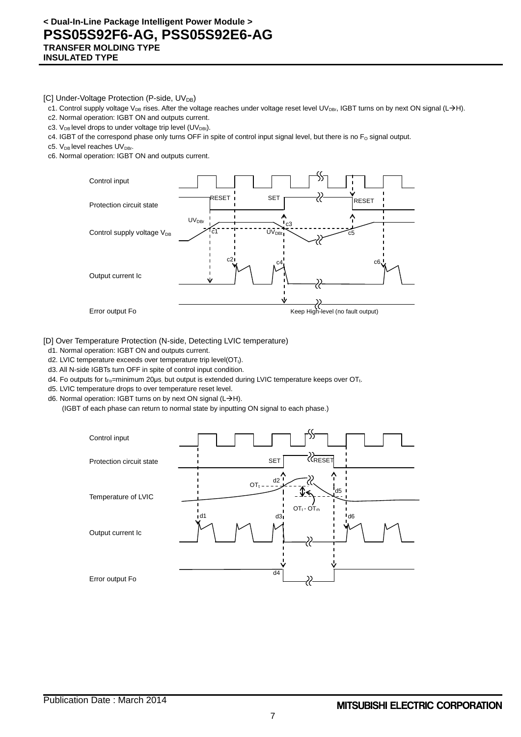[C] Under-Voltage Protection (P-side, $UV_{DB}$)

c1. Control supply voltage $V_{DB}$ rises. After the voltage reaches under voltage reset level $UV_{DBr}$, IGBT turns on by next ON signal (L→H).

c2. Normal operation: IGBT ON and outputs current.

c3. $V_{DB}$ level drops to under voltage trip level ($UV_{DBt}$).

c4. IGBT of the correspond phase only turns OFF in spite of control input signal level, but there is no $F_O$ signal output.

c5. $V_{DB}$ level reaches $UV_{DBr}$.

c6. Normal operation: IGBT ON and outputs current.

Control input

Protection circuit state: RESET, SET, RESET

Control supply voltage $V_{DB}$: $UV_{DBr}$, c1, $UV_{DBt}$, c3, c5

Output current Ic: c2, c4, c6

Error output Fo: Keep High-level (no fault output)

[D] Over Temperature Protection (N-side, Detecting LVIC temperature)

d1. Normal operation: IGBT ON and outputs current.

d2. LVIC temperature exceeds over temperature trip level($OT_t$).

d3. All N-side IGBTs turn OFF in spite of control input condition.

d4. Fo outputs for $t_{Fo}$=minimum 20μs, but output is extended during LVIC temperature keeps over $OT_t$.

d5. LVIC temperature drops to over temperature reset level.

d6. Normal operation: IGBT turns on by next ON signal (L→H).
(IGBT of each phase can return to normal state by inputting ON signal to each phase.)

Control input

Protection circuit state: SET, RESET

Temperature of LVIC: $OT_t$, d2, d5, $OT_t$ - $OT_{rh}$

Output current Ic: d1, d3, d6

Error output Fo: d4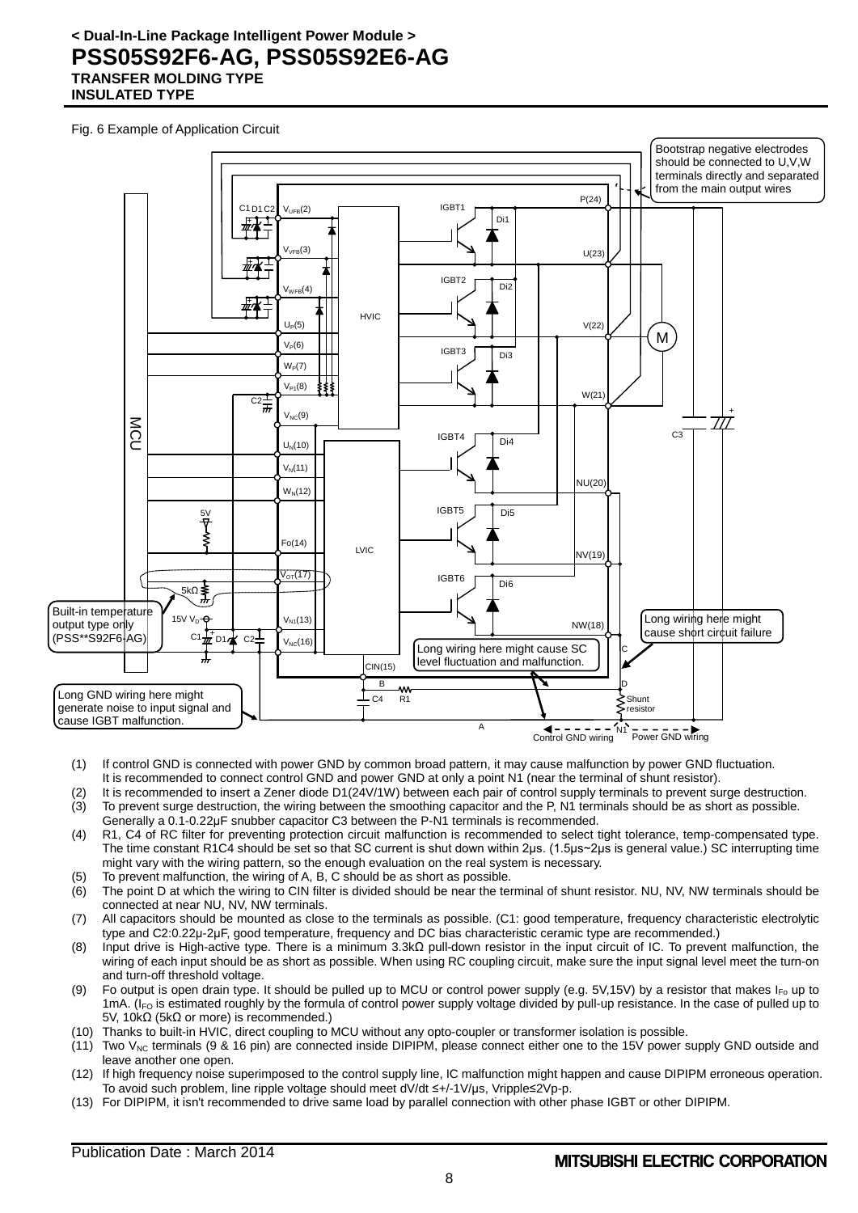Fig. 6 Example of Application Circuit

(1) If control GND is connected with power GND by common broad pattern, it may cause malfunction by power GND fluctuation. It is recommended to connect control GND and power GND at only a point N1 (near the terminal of shunt resistor).

(2) It is recommended to insert a Zener diode D1(24V/1W) between each pair of control supply terminals to prevent surge destruction.

(3) To prevent surge destruction, the wiring between the smoothing capacitor and the P, N1 terminals should be as short as possible. Generally a 0.1-0.22μF snubber capacitor C3 between the P-N1 terminals is recommended.

(4) R1, C4 of RC filter for preventing protection circuit malfunction is recommended to select tight tolerance, temp-compensated type. The time constant R1C4 should be set so that SC current is shut down within 2μs. (1.5μs~2μs is general value.) SC interrupting time might vary with the wiring pattern, so the enough evaluation on the real system is necessary.

(5) To prevent malfunction, the wiring of A, B, C should be as short as possible.

(6) The point D at which the wiring to CIN filter is divided should be near the terminal of shunt resistor. NU, NV, NW terminals should be connected at near NU, NV, NW terminals.

(7) All capacitors should be mounted as close to the terminals as possible. (C1: good temperature, frequency characteristic electrolytic type and C2:0.22μ-2μF, good temperature, frequency and DC bias characteristic ceramic type are recommended.)

(8) Input drive is High-active type. There is a minimum 3.3kΩ pull-down resistor in the input circuit of IC. To prevent malfunction, the wiring of each input should be as short as possible. When using RC coupling circuit, make sure the input signal level meet the turn-on and turn-off threshold voltage.

(9) Fo output is open drain type. It should be pulled up to MCU or control power supply (e.g. 5V,15V) by a resistor that makes $I_{Fo}$ up to 1mA. ($I_{FO}$ is estimated roughly by the formula of control power supply voltage divided by pull-up resistance. In the case of pulled up to 5V, 10kΩ (5kΩ or more) is recommended.)

(10) Thanks to built-in HVIC, direct coupling to MCU without any opto-coupler or transformer isolation is possible.

(11) Two $V_{NC}$ terminals (9 & 16 pin) are connected inside DIPIPM, please connect either one to the 15V power supply GND outside and leave another one open.

(12) If high frequency noise superimposed to the control supply line, IC malfunction might happen and cause DIPIPM erroneous operation. To avoid such problem, line ripple voltage should meet dV/dt ≤+/-1V/μs, Vripple≤2Vp-p.

(13) For DIPIPM, it isn't recommended to drive same load by parallel connection with other phase IGBT or other DIPIPM.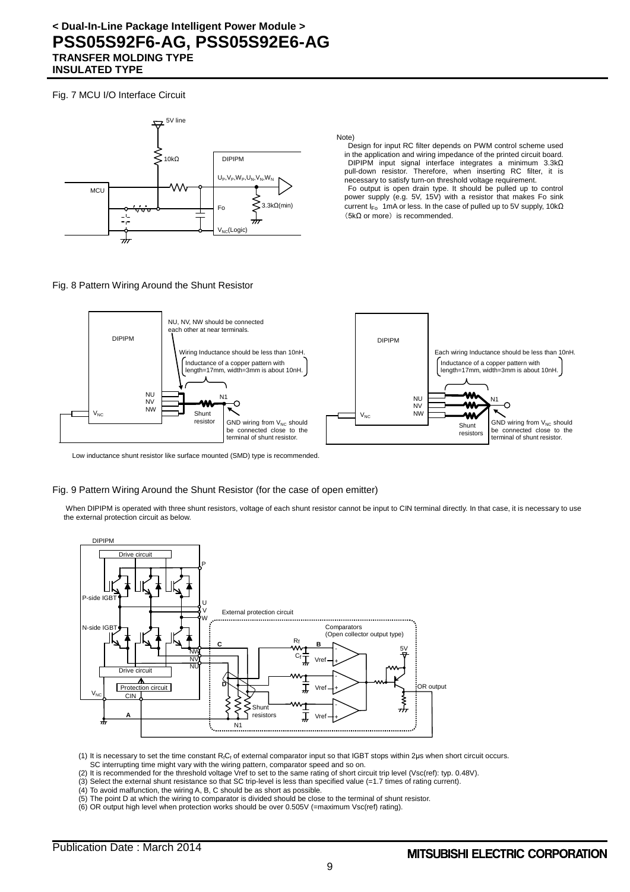## Fig. 7 MCU I/O Interface Circuit

5V line

10kΩ

DIPIPM

MCU

$U_P,V_P,W_P,U_N,V_N,W_N$

Fo

3.3kΩ(min)

$V_{NC}$(Logic)

Note)

Design for input RC filter depends on PWM control scheme used in the application and wiring impedance of the printed circuit board. DIPIPM input signal interface integrates a minimum 3.3kΩ pull-down resistor. Therefore, when inserting RC filter, it is necessary to satisfy turn-on threshold voltage requirement.

Fo output is open drain type. It should be pulled up to control power supply (e.g. 5V, 15V) with a resistor that makes Fo sink current $I_{Fo}$ 1mA or less. In the case of pulled up to 5V supply, 10kΩ（5kΩ or more）is recommended.

## Fig. 8 Pattern Wiring Around the Shunt Resistor

DIPIPM

NU, NV, NW should be connected each other at near terminals.

Wiring Inductance should be less than 10nH.

Inductance of a copper pattern with length=17mm, width=3mm is about 10nH.

NU NV NW N1

$V_{NC}$

Shunt resistor

GND wiring from $V_{NC}$ should be connected close to the terminal of shunt resistor.

DIPIPM

Each wiring Inductance should be less than 10nH.

Inductance of a copper pattern with length=17mm, width=3mm is about 10nH.

NU NV NW N1

$V_{NC}$

Shunt resistors

GND wiring from $V_{NC}$ should be connected close to the terminal of shunt resistor.

Low inductance shunt resistor like surface mounted (SMD) type is recommended.

## Fig. 9 Pattern Wiring Around the Shunt Resistor (for the case of open emitter)

When DIPIPM is operated with three shunt resistors, voltage of each shunt resistor cannot be input to CIN terminal directly. In that case, it is necessary to use the external protection circuit as below.

DIPIPM

Drive circuit

P

P-side IGBT

U V W

External protection circuit

N-side IGBT

Comparators (Open collector output type)

Rf

C B

5V

NW NV NU

Cf

Vref

Drive circuit

D

Vref

OR output

Protection circuit

$V_{NC}$ CIN

Shunt resistors

A

Vref

N1

(1) It is necessary to set the time constant $R_fC_f$ of external comparator input so that IGBT stops within 2μs when short circuit occurs. SC interrupting time might vary with the wiring pattern, comparator speed and so on.

(2) It is recommended for the threshold voltage Vref to set to the same rating of short circuit trip level (Vsc(ref): typ. 0.48V).

(3) Select the external shunt resistance so that SC trip-level is less than specified value (=1.7 times of rating current).

(4) To avoid malfunction, the wiring A, B, C should be as short as possible.

(5) The point D at which the wiring to comparator is divided should be close to the terminal of shunt resistor.

(6) OR output high level when protection works should be over 0.505V (=maximum Vsc(ref) rating).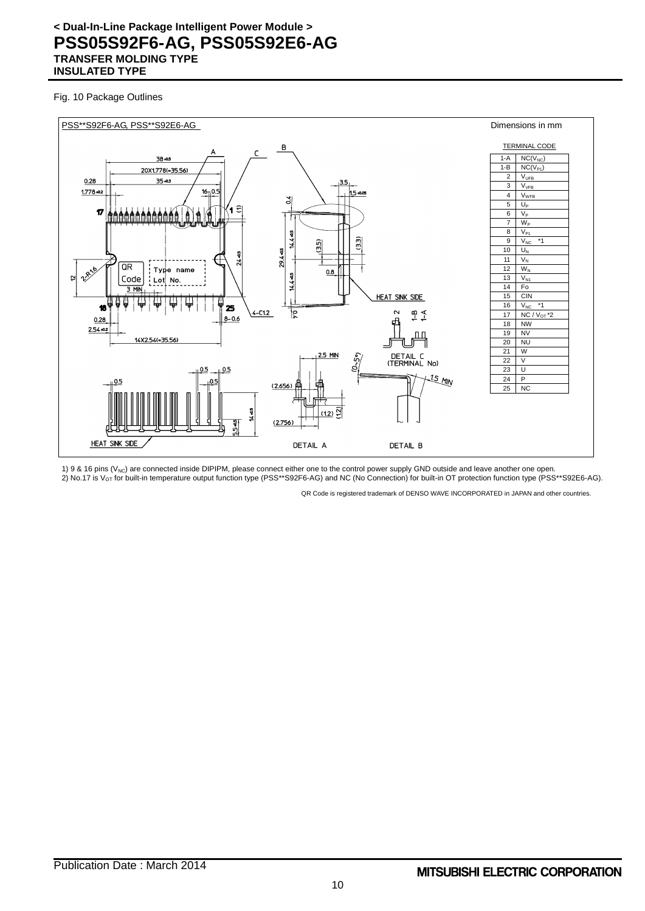Fig. 10 Package Outlines

PSS**S92F6-AG, PSS**S92E6-AG

Dimensions in mm

TERMINAL CODE

| | |
|---|---|
| 1-A | NC($V_{NC}$) |
| 1-B | NC($V_{P1}$) |
| 2 | $V_{UFB}$ |
| 3 | $V_{VFB}$ |
| 4 | $V_{WFB}$ |
| 5 | $U_P$ |
| 6 | $V_P$ |
| 7 | $W_P$ |
| 8 | $V_{P1}$ |
| 9 | $V_{NC}$ *1 |
| 10 | $U_N$ |
| 11 | $V_N$ |
| 12 | $W_N$ |
| 13 | $V_{N1}$ |
| 14 | Fo |
| 15 | CIN |
| 16 | $V_{NC}$ *1 |
| 17 | NC / $V_{OT}$*2 |
| 18 | NW |
| 19 | NV |
| 20 | NU |
| 21 | W |
| 22 | V |
| 23 | U |
| 24 | P |
| 25 | NC |

1) 9 & 16 pins ($V_{NC}$) are connected inside DIPIPM, please connect either one to the control power supply GND outside and leave another one open.
2) No.17 is $V_{OT}$ for built-in temperature output function type (PSS**S92F6-AG) and NC (No Connection) for built-in OT protection function type (PSS**S92E6-AG).

QR Code is registered trademark of DENSO WAVE INCORPORATED in JAPAN and other countries.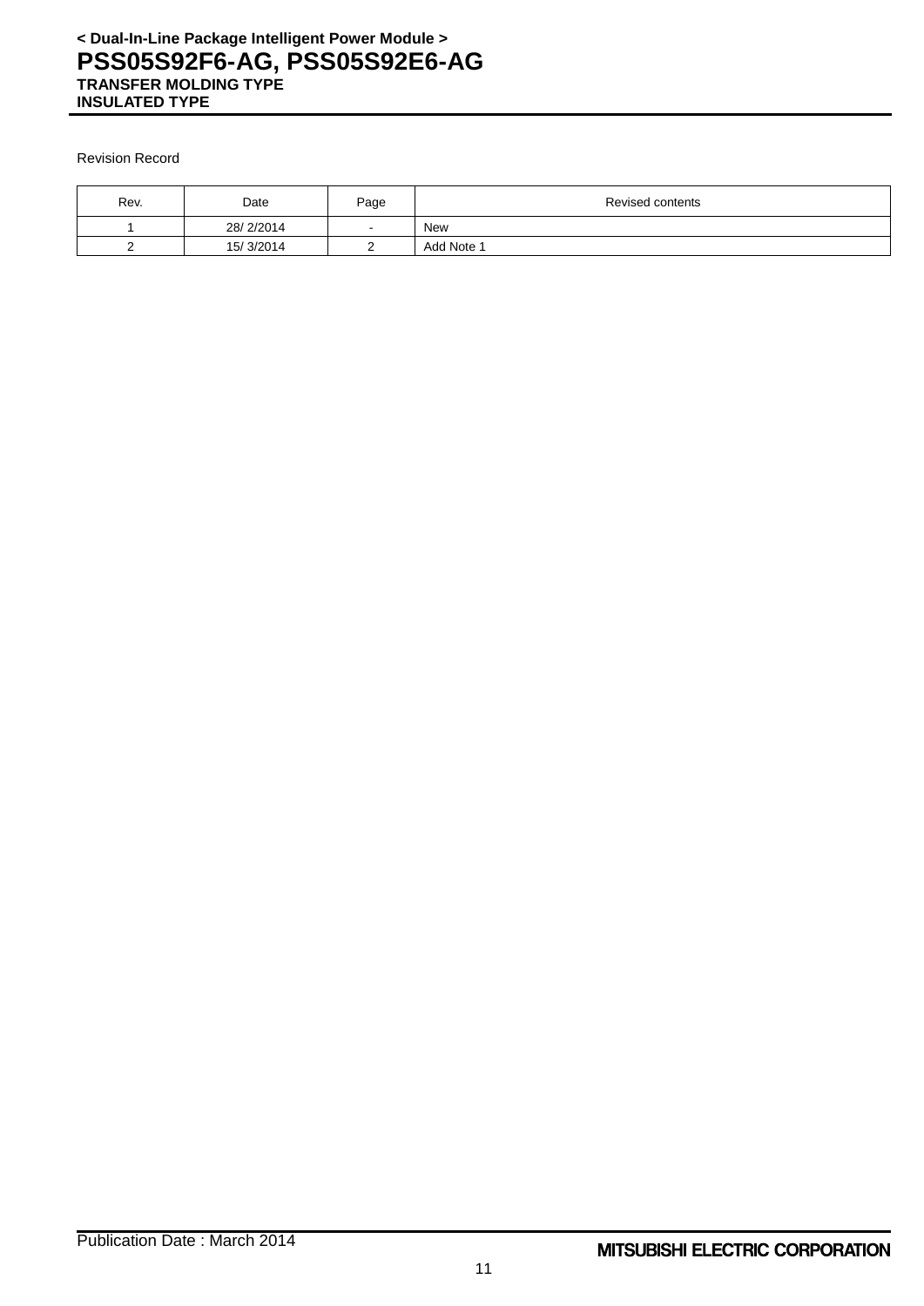Revision Record

| Rev. | Date | Page | Revised contents |
| --- | --- | --- | --- |
| 1 | 28/ 2/2014 | - | New |
| 2 | 15/ 3/2014 | 2 | Add Note 1 |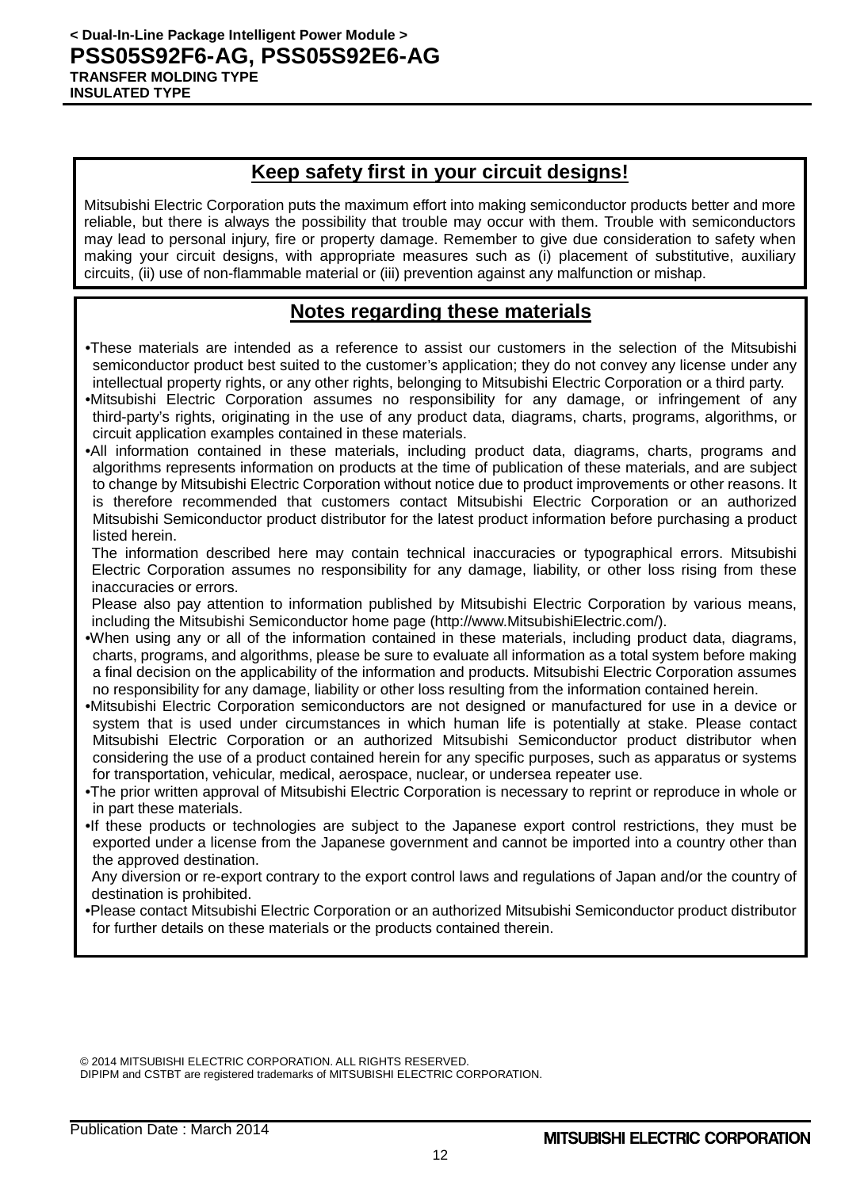## Keep safety first in your circuit designs!

Mitsubishi Electric Corporation puts the maximum effort into making semiconductor products better and more reliable, but there is always the possibility that trouble may occur with them. Trouble with semiconductors may lead to personal injury, fire or property damage. Remember to give due consideration to safety when making your circuit designs, with appropriate measures such as (i) placement of substitutive, auxiliary circuits, (ii) use of non-flammable material or (iii) prevention against any malfunction or mishap.

## Notes regarding these materials

- These materials are intended as a reference to assist our customers in the selection of the Mitsubishi semiconductor product best suited to the customer's application; they do not convey any license under any intellectual property rights, or any other rights, belonging to Mitsubishi Electric Corporation or a third party.
- Mitsubishi Electric Corporation assumes no responsibility for any damage, or infringement of any third-party's rights, originating in the use of any product data, diagrams, charts, programs, algorithms, or circuit application examples contained in these materials.
- All information contained in these materials, including product data, diagrams, charts, programs and algorithms represents information on products at the time of publication of these materials, and are subject to change by Mitsubishi Electric Corporation without notice due to product improvements or other reasons. It is therefore recommended that customers contact Mitsubishi Electric Corporation or an authorized Mitsubishi Semiconductor product distributor for the latest product information before purchasing a product listed herein.
  The information described here may contain technical inaccuracies or typographical errors. Mitsubishi Electric Corporation assumes no responsibility for any damage, liability, or other loss rising from these inaccuracies or errors.
  Please also pay attention to information published by Mitsubishi Electric Corporation by various means, including the Mitsubishi Semiconductor home page (http://www.MitsubishiElectric.com/).
- When using any or all of the information contained in these materials, including product data, diagrams, charts, programs, and algorithms, please be sure to evaluate all information as a total system before making a final decision on the applicability of the information and products. Mitsubishi Electric Corporation assumes no responsibility for any damage, liability or other loss resulting from the information contained herein.
- Mitsubishi Electric Corporation semiconductors are not designed or manufactured for use in a device or system that is used under circumstances in which human life is potentially at stake. Please contact Mitsubishi Electric Corporation or an authorized Mitsubishi Semiconductor product distributor when considering the use of a product contained herein for any specific purposes, such as apparatus or systems for transportation, vehicular, medical, aerospace, nuclear, or undersea repeater use.
- The prior written approval of Mitsubishi Electric Corporation is necessary to reprint or reproduce in whole or in part these materials.
- If these products or technologies are subject to the Japanese export control restrictions, they must be exported under a license from the Japanese government and cannot be imported into a country other than the approved destination.
  Any diversion or re-export contrary to the export control laws and regulations of Japan and/or the country of destination is prohibited.
- Please contact Mitsubishi Electric Corporation or an authorized Mitsubishi Semiconductor product distributor for further details on these materials or the products contained therein.

© 2014 MITSUBISHI ELECTRIC CORPORATION. ALL RIGHTS RESERVED.
DIPIPM and CSTBT are registered trademarks of MITSUBISHI ELECTRIC CORPORATION.

Publication Date : March 2014